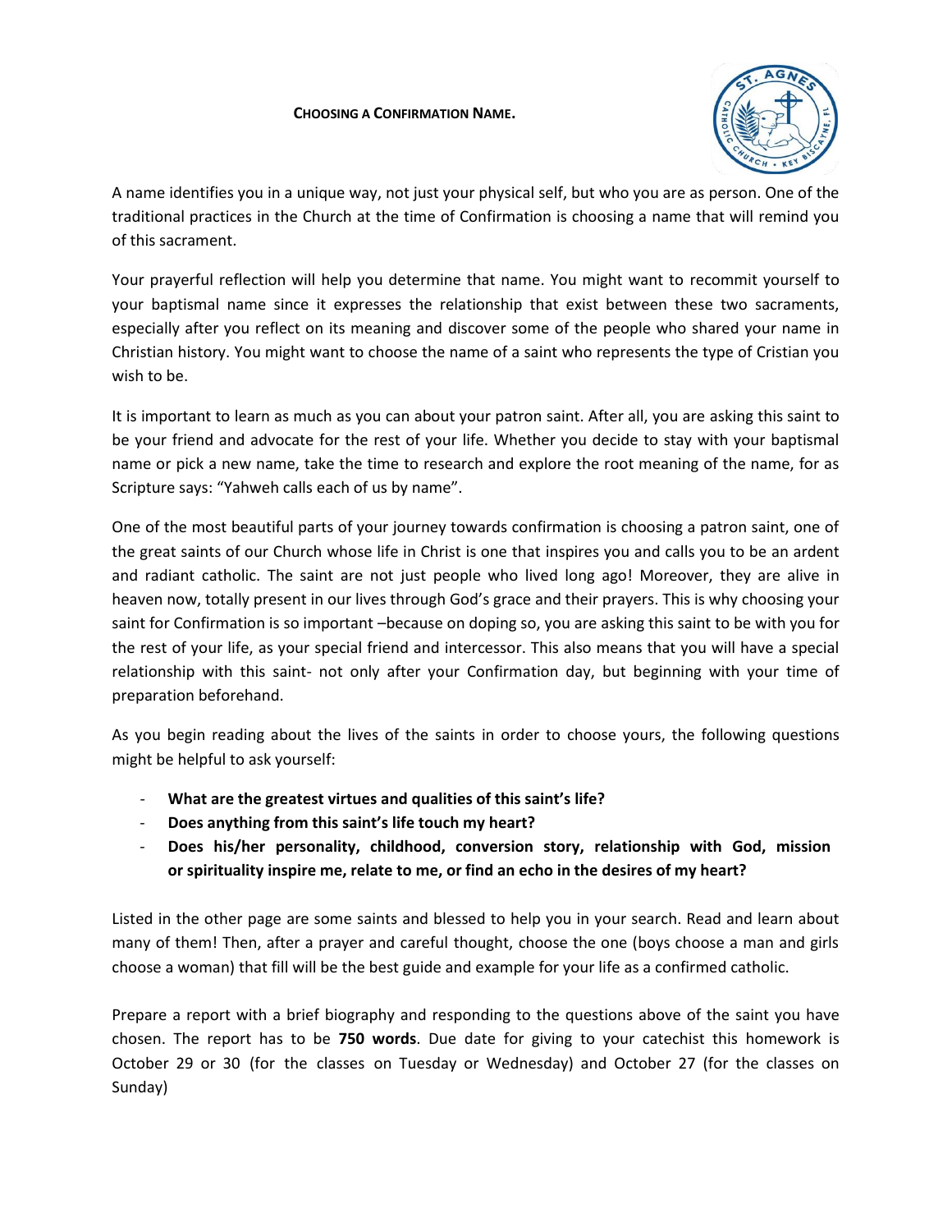# CHOOSING A CONFIRMATION NAME.

A name identifies you in a unique way, not just your physical self, but who you are as person. One of the traditional practices in the Church at the time of Confirmation is choosing a name that will remind you of this sacrament.

Your prayerful reflection will help you determine that name. You might want to recommit yourself to your baptismal name since it expresses the relationship that exist between these two sacraments, especially after you reflect on its meaning and discover some of the people who shared your name in Christian history. You might want to choose the name of a saint who represents the type of Cristian you wish to be.

It is important to learn as much as you can about your patron saint. After all, you are asking this saint to be your friend and advocate for the rest of your life. Whether you decide to stay with your baptismal name or pick a new name, take the time to research and explore the root meaning of the name, for as Scripture says: "Yahweh calls each of us by name".

One of the most beautiful parts of your journey towards confirmation is choosing a patron saint, one of the great saints of our Church whose life in Christ is one that inspires you and calls you to be an ardent and radiant catholic. The saint are not just people who lived long ago! Moreover, they are alive in heaven now, totally present in our lives through God's grace and their prayers. This is why choosing your saint for Confirmation is so important –because on doping so, you are asking this saint to be with you for the rest of your life, as your special friend and intercessor. This also means that you will have a special relationship with this saint- not only after your Confirmation day, but beginning with your time of preparation beforehand.

As you begin reading about the lives of the saints in order to choose yours, the following questions might be helpful to ask yourself:

- **What are the greatest virtues and qualities of this saint's life?**
- **Does anything from this saint's life touch my heart?**
- **Does his/her personality, childhood, conversion story, relationship with God, mission or spirituality inspire me, relate to me, or find an echo in the desires of my heart?**

Listed in the other page are some saints and blessed to help you in your search. Read and learn about many of them! Then, after a prayer and careful thought, choose the one (boys choose a man and girls choose a woman) that fill will be the best guide and example for your life as a confirmed catholic.

Prepare a report with a brief biography and responding to the questions above of the saint you have chosen. The report has to be **750 words**. Due date for giving to your catechist this homework is October 29 or 30 (for the classes on Tuesday or Wednesday) and October 27 (for the classes on Sunday)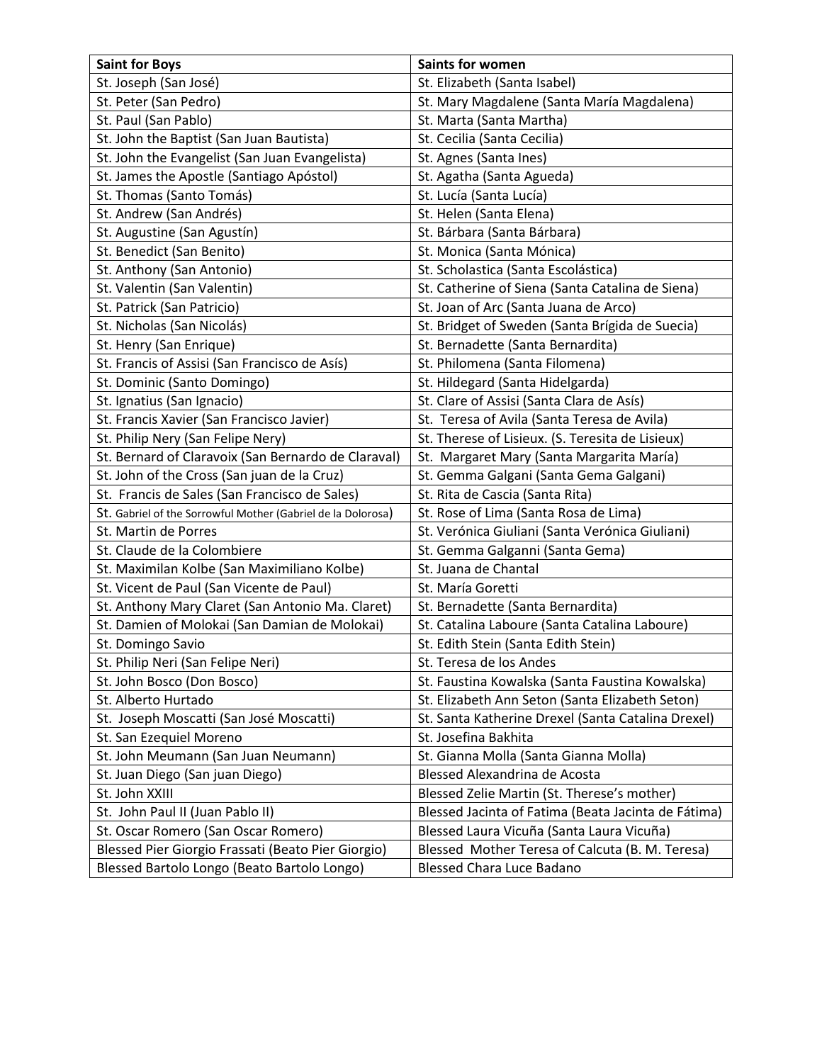| Saint for Boys | Saints for women |
| --- | --- |
| St. Joseph (San José) | St. Elizabeth (Santa Isabel) |
| St. Peter (San Pedro) | St. Mary Magdalene (Santa María Magdalena) |
| St. Paul (San Pablo) | St. Marta (Santa Martha) |
| St. John the Baptist (San Juan Bautista) | St. Cecilia (Santa Cecilia) |
| St. John the Evangelist (San Juan Evangelista) | St. Agnes (Santa Ines) |
| St. James the Apostle (Santiago Apóstol) | St. Agatha (Santa Agueda) |
| St. Thomas (Santo Tomás) | St. Lucía (Santa Lucía) |
| St. Andrew (San Andrés) | St. Helen (Santa Elena) |
| St. Augustine (San Agustín) | St. Bárbara (Santa Bárbara) |
| St. Benedict (San Benito) | St. Monica (Santa Mónica) |
| St. Anthony (San Antonio) | St. Scholastica (Santa Escolástica) |
| St. Valentin (San Valentin) | St. Catherine of Siena (Santa Catalina de Siena) |
| St. Patrick (San Patricio) | St. Joan of Arc (Santa Juana de Arco) |
| St. Nicholas (San Nicolás) | St. Bridget of Sweden (Santa Brígida de Suecia) |
| St. Henry (San Enrique) | St. Bernadette (Santa Bernardita) |
| St. Francis of Assisi (San Francisco de Asís) | St. Philomena (Santa Filomena) |
| St. Dominic (Santo Domingo) | St. Hildegard (Santa Hidelgarda) |
| St. Ignatius (San Ignacio) | St. Clare of Assisi (Santa Clara de Asís) |
| St. Francis Xavier (San Francisco Javier) | St. Teresa of Avila (Santa Teresa de Avila) |
| St. Philip Nery (San Felipe Nery) | St. Therese of Lisieux. (S. Teresita de Lisieux) |
| St. Bernard of Claravoix (San Bernardo de Claraval) | St. Margaret Mary (Santa Margarita María) |
| St. John of the Cross (San juan de la Cruz) | St. Gemma Galgani (Santa Gema Galgani) |
| St. Francis de Sales (San Francisco de Sales) | St. Rita de Cascia (Santa Rita) |
| St. Gabriel of the Sorrowful Mother (Gabriel de la Dolorosa) | St. Rose of Lima (Santa Rosa de Lima) |
| St. Martin de Porres | St. Verónica Giuliani (Santa Verónica Giuliani) |
| St. Claude de la Colombiere | St. Gemma Galganni (Santa Gema) |
| St. Maximilan Kolbe (San Maximiliano Kolbe) | St. Juana de Chantal |
| St. Vicent de Paul (San Vicente de Paul) | St. María Goretti |
| St. Anthony Mary Claret (San Antonio Ma. Claret) | St. Bernadette (Santa Bernardita) |
| St. Damien of Molokai (San Damian de Molokai) | St. Catalina Laboure (Santa Catalina Laboure) |
| St. Domingo Savio | St. Edith Stein (Santa Edith Stein) |
| St. Philip Neri (San Felipe Neri) | St. Teresa de los Andes |
| St. John Bosco (Don Bosco) | St. Faustina Kowalska (Santa Faustina Kowalska) |
| St. Alberto Hurtado | St. Elizabeth Ann Seton (Santa Elizabeth Seton) |
| St. Joseph Moscatti (San José Moscatti) | St. Santa Katherine Drexel (Santa Catalina Drexel) |
| St. San Ezequiel Moreno | St. Josefina Bakhita |
| St. John Meumann (San Juan Neumann) | St. Gianna Molla (Santa Gianna Molla) |
| St. Juan Diego (San juan Diego) | Blessed Alexandrina de Acosta |
| St. John XXIII | Blessed Zelie Martin (St. Therese's mother) |
| St. John Paul II (Juan Pablo II) | Blessed Jacinta of Fatima (Beata Jacinta de Fátima) |
| St. Oscar Romero (San Oscar Romero) | Blessed Laura Vicuña (Santa Laura Vicuña) |
| Blessed Pier Giorgio Frassati (Beato Pier Giorgio) | Blessed Mother Teresa of Calcuta (B. M. Teresa) |
| Blessed Bartolo Longo (Beato Bartolo Longo) | Blessed Chara Luce Badano |